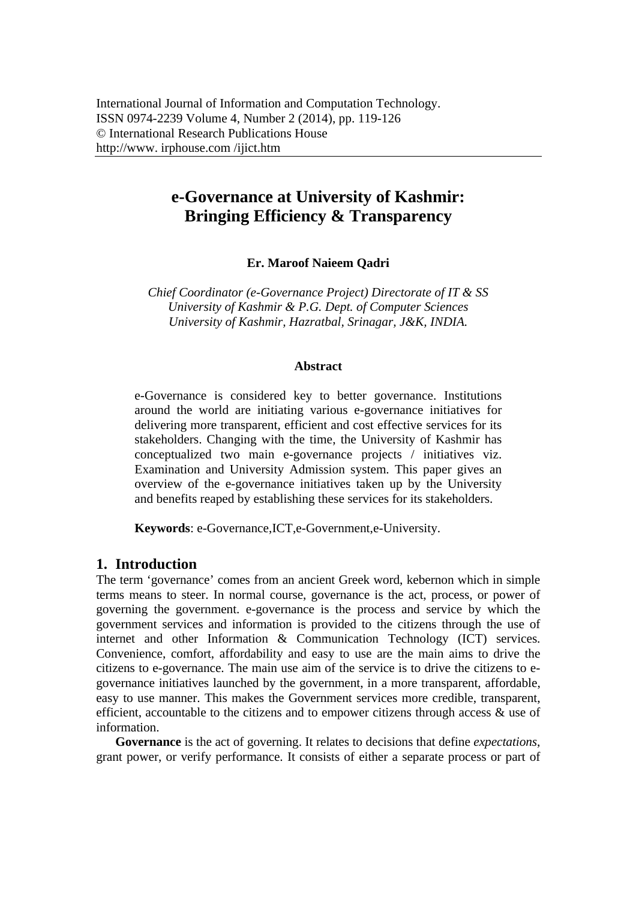# e-Governance at University of Kashmir: Bringing Efficiency & Transparency

**Er. Maroof Naieem Qadri**

*Chief Coordinator (e-Governance Project) Directorate of IT & SS University of Kashmir & P.G. Dept. of Computer Sciences University of Kashmir, Hazratbal, Srinagar, J&K, INDIA.*

**Abstract**

e-Governance is considered key to better governance. Institutions around the world are initiating various e-governance initiatives for delivering more transparent, efficient and cost effective services for its stakeholders. Changing with the time, the University of Kashmir has conceptualized two main e-governance projects / initiatives viz. Examination and University Admission system. This paper gives an overview of the e-governance initiatives taken up by the University and benefits reaped by establishing these services for its stakeholders.

**Keywords**: e-Governance,ICT,e-Government,e-University.

## 1. Introduction

The term 'governance' comes from an ancient Greek word, kebernon which in simple terms means to steer. In normal course, governance is the act, process, or power of governing the government. e-governance is the process and service by which the government services and information is provided to the citizens through the use of internet and other Information & Communication Technology (ICT) services. Convenience, comfort, affordability and easy to use are the main aims to drive the citizens to e-governance. The main use aim of the service is to drive the citizens to e-governance initiatives launched by the government, in a more transparent, affordable, easy to use manner. This makes the Government services more credible, transparent, efficient, accountable to the citizens and to empower citizens through access & use of information.

**Governance** is the act of governing. It relates to decisions that define *expectations*, grant power, or verify performance. It consists of either a separate process or part of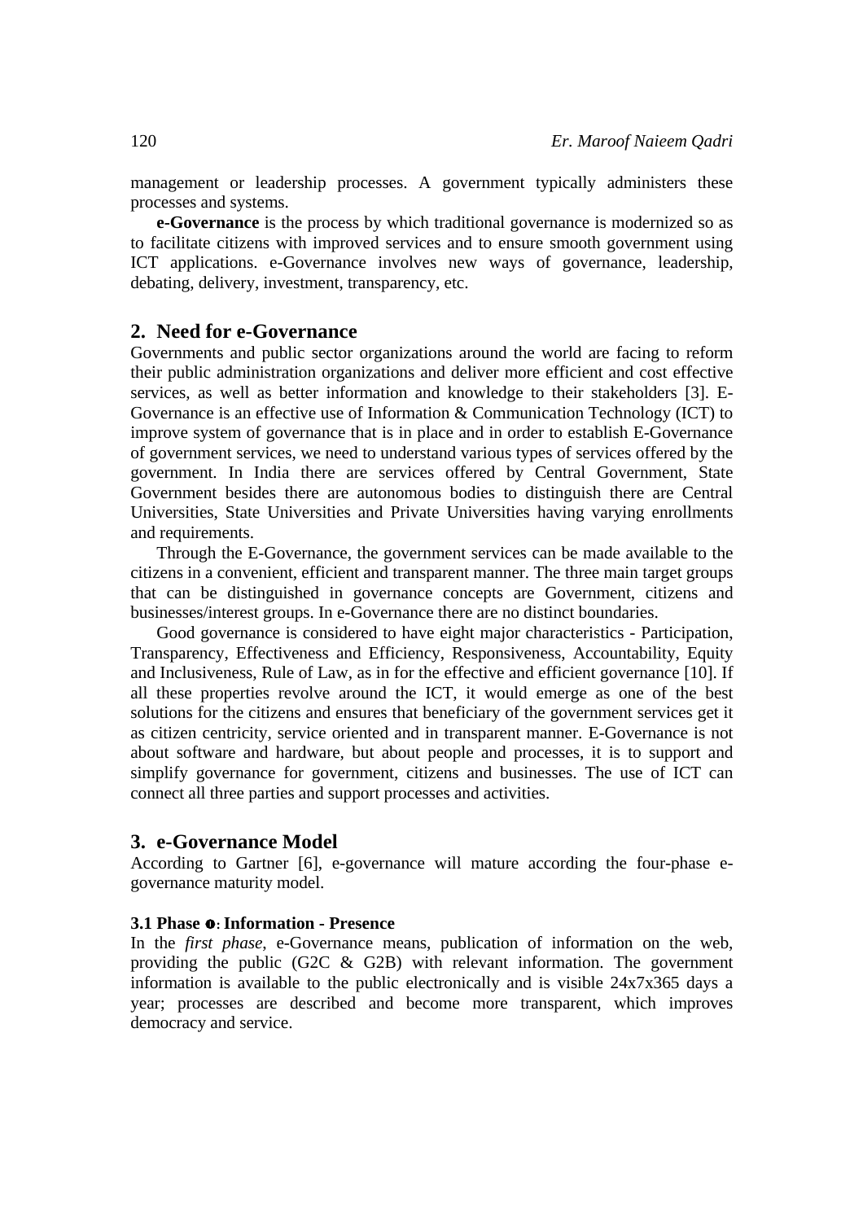management or leadership processes. A government typically administers these processes and systems.

**e-Governance** is the process by which traditional governance is modernized so as to facilitate citizens with improved services and to ensure smooth government using ICT applications. e-Governance involves new ways of governance, leadership, debating, delivery, investment, transparency, etc.

## 2. Need for e-Governance

Governments and public sector organizations around the world are facing to reform their public administration organizations and deliver more efficient and cost effective services, as well as better information and knowledge to their stakeholders [3]. E-Governance is an effective use of Information & Communication Technology (ICT) to improve system of governance that is in place and in order to establish E-Governance of government services, we need to understand various types of services offered by the government. In India there are services offered by Central Government, State Government besides there are autonomous bodies to distinguish there are Central Universities, State Universities and Private Universities having varying enrollments and requirements.

Through the E-Governance, the government services can be made available to the citizens in a convenient, efficient and transparent manner. The three main target groups that can be distinguished in governance concepts are Government, citizens and businesses/interest groups. In e-Governance there are no distinct boundaries.

Good governance is considered to have eight major characteristics - Participation, Transparency, Effectiveness and Efficiency, Responsiveness, Accountability, Equity and Inclusiveness, Rule of Law, as in for the effective and efficient governance [10]. If all these properties revolve around the ICT, it would emerge as one of the best solutions for the citizens and ensures that beneficiary of the government services get it as citizen centricity, service oriented and in transparent manner. E-Governance is not about software and hardware, but about people and processes, it is to support and simplify governance for government, citizens and businesses. The use of ICT can connect all three parties and support processes and activities.

## 3. e-Governance Model

According to Gartner [6], e-governance will mature according the four-phase e-governance maturity model.

### 3.1 Phase ❶: Information - Presence

In the *first phase*, e-Governance means, publication of information on the web, providing the public (G2C & G2B) with relevant information. The government information is available to the public electronically and is visible 24x7x365 days a year; processes are described and become more transparent, which improves democracy and service.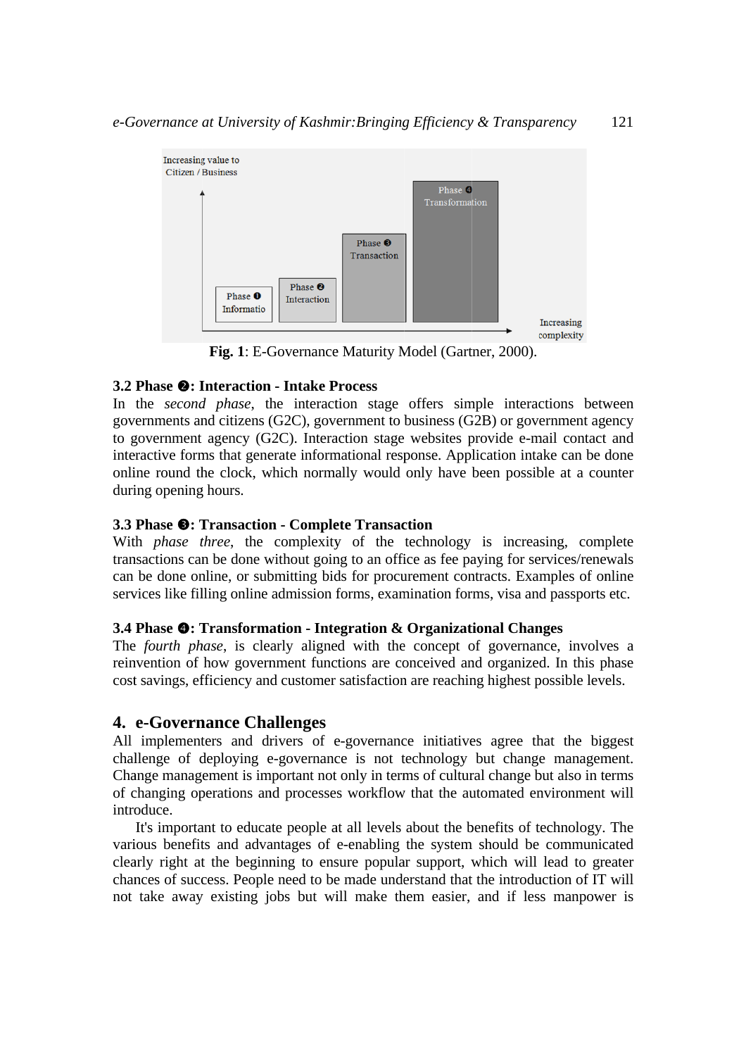**Fig. 1**: E-Governance Maturity Model (Gartner, 2000).

### 3.2 Phase ❷: Interaction - Intake Process

In the *second phase*, the interaction stage offers simple interactions between governments and citizens (G2C), government to business (G2B) or government agency to government agency (G2C). Interaction stage websites provide e-mail contact and interactive forms that generate informational response. Application intake can be done online round the clock, which normally would only have been possible at a counter during opening hours.

### 3.3 Phase ❸: Transaction - Complete Transaction

With *phase three*, the complexity of the technology is increasing, complete transactions can be done without going to an office as fee paying for services/renewals can be done online, or submitting bids for procurement contracts. Examples of online services like filling online admission forms, examination forms, visa and passports etc.

### 3.4 Phase ❹: Transformation - Integration & Organizational Changes

The *fourth phase*, is clearly aligned with the concept of governance, involves a reinvention of how government functions are conceived and organized. In this phase cost savings, efficiency and customer satisfaction are reaching highest possible levels.

## 4. e-Governance Challenges

All implementers and drivers of e-governance initiatives agree that the biggest challenge of deploying e-governance is not technology but change management. Change management is important not only in terms of cultural change but also in terms of changing operations and processes workflow that the automated environment will introduce.

It's important to educate people at all levels about the benefits of technology. The various benefits and advantages of e-enabling the system should be communicated clearly right at the beginning to ensure popular support, which will lead to greater chances of success. People need to be made understand that the introduction of IT will not take away existing jobs but will make them easier, and if less manpower is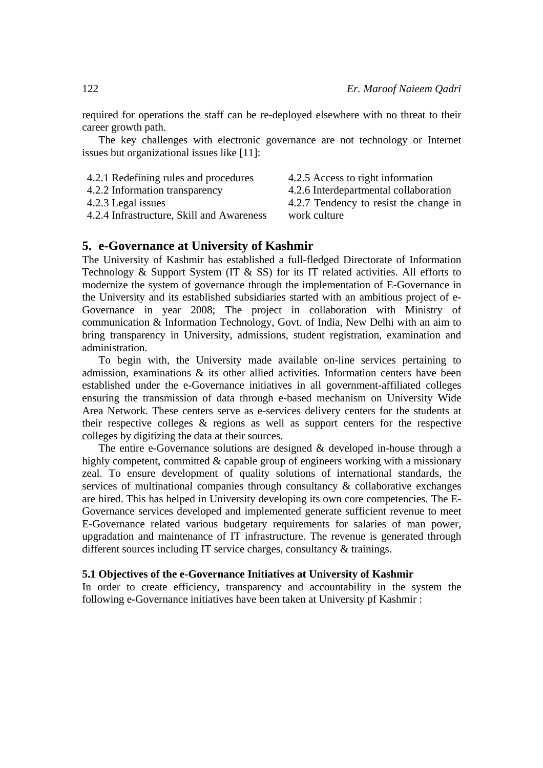required for operations the staff can be re-deployed elsewhere with no threat to their career growth path.

The key challenges with electronic governance are not technology or Internet issues but organizational issues like [11]:

4.2.1 Redefining rules and procedures
4.2.2 Information transparency
4.2.3 Legal issues
4.2.4 Infrastructure, Skill and Awareness
4.2.5 Access to right information
4.2.6 Interdepartmental collaboration
4.2.7 Tendency to resist the change in work culture

## 5. e-Governance at University of Kashmir

The University of Kashmir has established a full-fledged Directorate of Information Technology & Support System (IT & SS) for its IT related activities. All efforts to modernize the system of governance through the implementation of E-Governance in the University and its established subsidiaries started with an ambitious project of e-Governance in year 2008; The project in collaboration with Ministry of communication & Information Technology, Govt. of India, New Delhi with an aim to bring transparency in University, admissions, student registration, examination and administration.

To begin with, the University made available on-line services pertaining to admission, examinations & its other allied activities. Information centers have been established under the e-Governance initiatives in all government-affiliated colleges ensuring the transmission of data through e-based mechanism on University Wide Area Network. These centers serve as e-services delivery centers for the students at their respective colleges & regions as well as support centers for the respective colleges by digitizing the data at their sources.

The entire e-Governance solutions are designed & developed in-house through a highly competent, committed & capable group of engineers working with a missionary zeal. To ensure development of quality solutions of international standards, the services of multinational companies through consultancy & collaborative exchanges are hired. This has helped in University developing its own core competencies. The E-Governance services developed and implemented generate sufficient revenue to meet E-Governance related various budgetary requirements for salaries of man power, upgradation and maintenance of IT infrastructure. The revenue is generated through different sources including IT service charges, consultancy & trainings.

### 5.1 Objectives of the e-Governance Initiatives at University of Kashmir

In order to create efficiency, transparency and accountability in the system the following e-Governance initiatives have been taken at University pf Kashmir :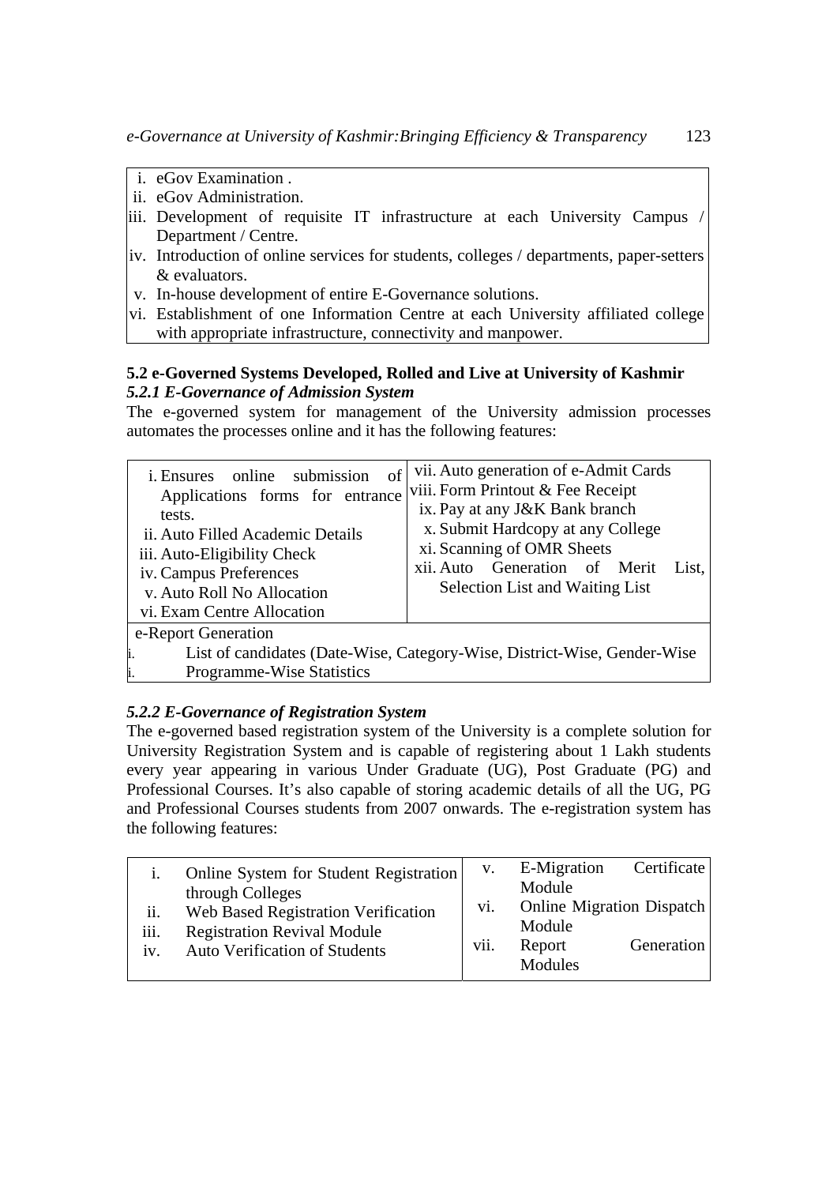| |
|---|
| i. eGov Examination . |
| ii. eGov Administration. |
| iii. Development of requisite IT infrastructure at each University Campus / Department / Centre. |
| iv. Introduction of online services for students, colleges / departments, paper-setters & evaluators. |
| v. In-house development of entire E-Governance solutions. |
| vi. Establishment of one Information Centre at each University affiliated college with appropriate infrastructure, connectivity and manpower. |

### 5.2 e-Governed Systems Developed, Rolled and Live at University of Kashmir

#### *5.2.1 E-Governance of Admission System*

The e-governed system for management of the University admission processes automates the processes online and it has the following features:

| | |
|---|---|
| i. Ensures online submission of Applications forms for entrance tests. | vii. Auto generation of e-Admit Cards |
| ii. Auto Filled Academic Details | viii. Form Printout & Fee Receipt |
| iii. Auto-Eligibility Check | ix. Pay at any J&K Bank branch |
| iv. Campus Preferences | x. Submit Hardcopy at any College |
| v. Auto Roll No Allocation | xi. Scanning of OMR Sheets |
| vi. Exam Centre Allocation | xii. Auto Generation of Merit List, Selection List and Waiting List |
| e-Report Generation | |
| i. List of candidates (Date-Wise, Category-Wise, District-Wise, Gender-Wise | |
| i. Programme-Wise Statistics | |

#### *5.2.2 E-Governance of Registration System*

The e-governed based registration system of the University is a complete solution for University Registration System and is capable of registering about 1 Lakh students every year appearing in various Under Graduate (UG), Post Graduate (PG) and Professional Courses. It's also capable of storing academic details of all the UG, PG and Professional Courses students from 2007 onwards. The e-registration system has the following features:

| | |
|---|---|
| i. Online System for Student Registration through Colleges | v. E-Migration Certificate Module |
| ii. Web Based Registration Verification | vi. Online Migration Dispatch Module |
| iii. Registration Revival Module | vii. Report Generation Modules |
| iv. Auto Verification of Students | |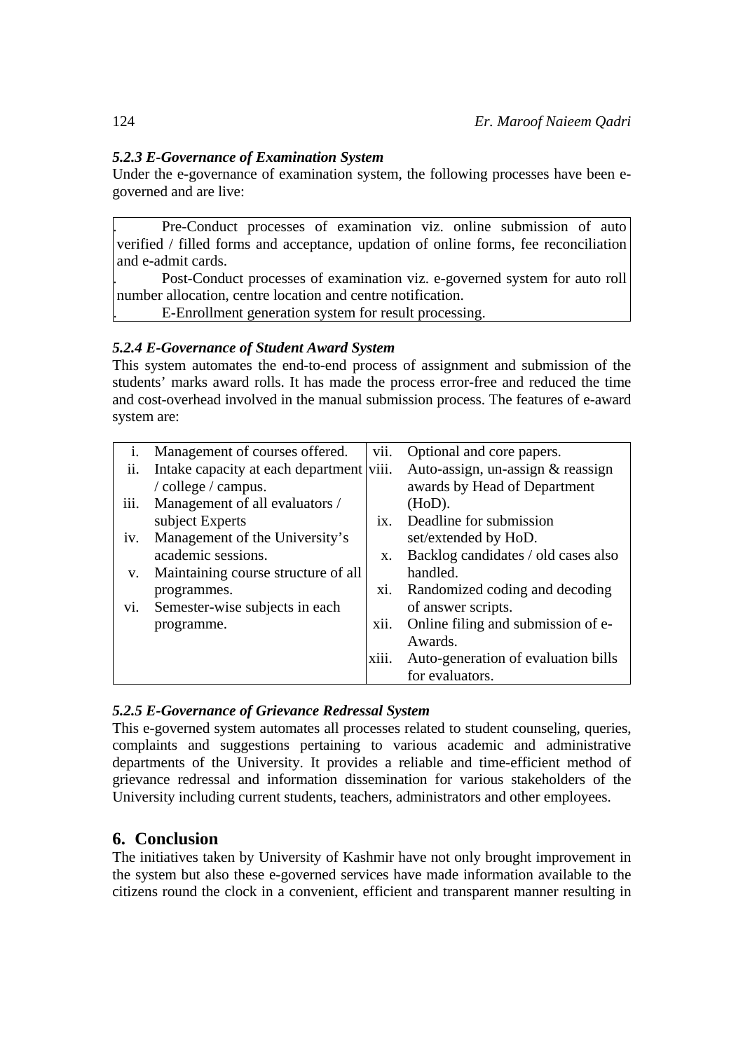### 5.2.3 E-Governance of Examination System

Under the e-governance of examination system, the following processes have been e-governed and are live:

- Pre-Conduct processes of examination viz. online submission of auto verified / filled forms and acceptance, updation of online forms, fee reconciliation and e-admit cards.
- Post-Conduct processes of examination viz. e-governed system for auto roll number allocation, centre location and centre notification.
- E-Enrollment generation system for result processing.

### 5.2.4 E-Governance of Student Award System

This system automates the end-to-end process of assignment and submission of the students' marks award rolls. It has made the process error-free and reduced the time and cost-overhead involved in the manual submission process. The features of e-award system are:

| | | | |
|---|---|---|---|
| i. | Management of courses offered. | vii. | Optional and core papers. |
| ii. | Intake capacity at each department / college / campus. | viii. | Auto-assign, un-assign & reassign awards by Head of Department (HoD). |
| iii. | Management of all evaluators / subject Experts | ix. | Deadline for submission set/extended by HoD. |
| iv. | Management of the University's academic sessions. | x. | Backlog candidates / old cases also handled. |
| v. | Maintaining course structure of all programmes. | xi. | Randomized coding and decoding of answer scripts. |
| vi. | Semester-wise subjects in each programme. | xii. | Online filing and submission of e-Awards. |
| | | xiii. | Auto-generation of evaluation bills for evaluators. |

### 5.2.5 E-Governance of Grievance Redressal System

This e-governed system automates all processes related to student counseling, queries, complaints and suggestions pertaining to various academic and administrative departments of the University. It provides a reliable and time-efficient method of grievance redressal and information dissemination for various stakeholders of the University including current students, teachers, administrators and other employees.

## 6. Conclusion

The initiatives taken by University of Kashmir have not only brought improvement in the system but also these e-governed services have made information available to the citizens round the clock in a convenient, efficient and transparent manner resulting in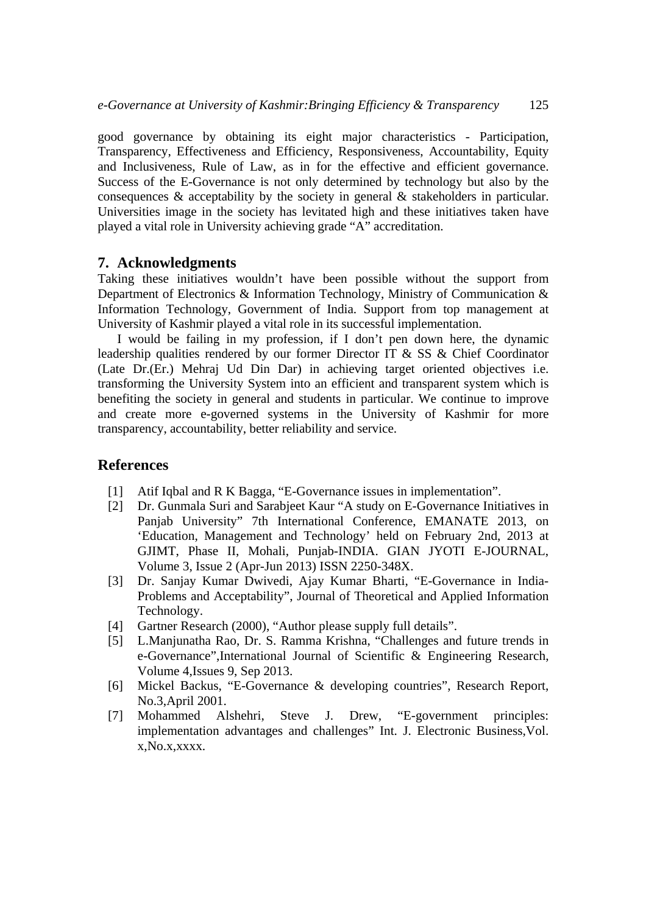good governance by obtaining its eight major characteristics - Participation, Transparency, Effectiveness and Efficiency, Responsiveness, Accountability, Equity and Inclusiveness, Rule of Law, as in for the effective and efficient governance. Success of the E-Governance is not only determined by technology but also by the consequences & acceptability by the society in general & stakeholders in particular. Universities image in the society has levitated high and these initiatives taken have played a vital role in University achieving grade "A" accreditation.

## 7. Acknowledgments

Taking these initiatives wouldn't have been possible without the support from Department of Electronics & Information Technology, Ministry of Communication & Information Technology, Government of India. Support from top management at University of Kashmir played a vital role in its successful implementation.

I would be failing in my profession, if I don't pen down here, the dynamic leadership qualities rendered by our former Director IT & SS & Chief Coordinator (Late Dr.(Er.) Mehraj Ud Din Dar) in achieving target oriented objectives i.e. transforming the University System into an efficient and transparent system which is benefiting the society in general and students in particular. We continue to improve and create more e-governed systems in the University of Kashmir for more transparency, accountability, better reliability and service.

## References

[1] Atif Iqbal and R K Bagga, "E-Governance issues in implementation".

[2] Dr. Gunmala Suri and Sarabjeet Kaur "A study on E-Governance Initiatives in Panjab University" 7th International Conference, EMANATE 2013, on 'Education, Management and Technology' held on February 2nd, 2013 at GJIMT, Phase II, Mohali, Punjab-INDIA. GIAN JYOTI E-JOURNAL, Volume 3, Issue 2 (Apr-Jun 2013) ISSN 2250-348X.

[3] Dr. Sanjay Kumar Dwivedi, Ajay Kumar Bharti, "E-Governance in India-Problems and Acceptability", Journal of Theoretical and Applied Information Technology.

[4] Gartner Research (2000), "Author please supply full details".

[5] L.Manjunatha Rao, Dr. S. Ramma Krishna, "Challenges and future trends in e-Governance",International Journal of Scientific & Engineering Research, Volume 4,Issues 9, Sep 2013.

[6] Mickel Backus, "E-Governance & developing countries", Research Report, No.3,April 2001.

[7] Mohammed Alshehri, Steve J. Drew, "E-government principles: implementation advantages and challenges" Int. J. Electronic Business,Vol. x,No.x,xxxx.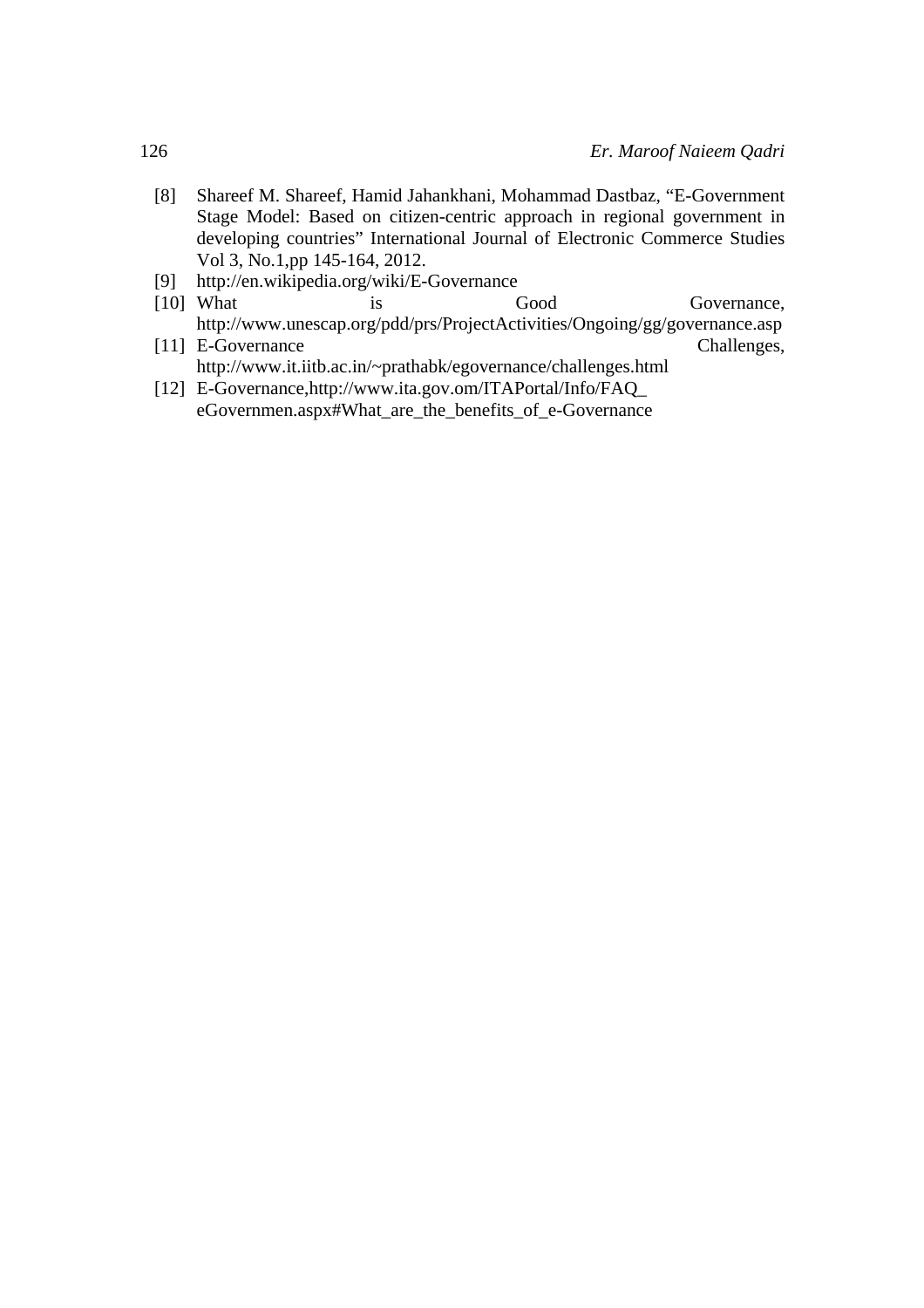[8] Shareef M. Shareef, Hamid Jahankhani, Mohammad Dastbaz, "E-Government Stage Model: Based on citizen-centric approach in regional government in developing countries" International Journal of Electronic Commerce Studies Vol 3, No.1,pp 145-164, 2012.

[9] http://en.wikipedia.org/wiki/E-Governance

[10] What is Good Governance, http://www.unescap.org/pdd/prs/ProjectActivities/Ongoing/gg/governance.asp

[11] E-Governance Challenges, http://www.it.iitb.ac.in/~prathabk/egovernance/challenges.html

[12] E-Governance,http://www.ita.gov.om/ITAPortal/Info/FAQ_eGovernmen.aspx#What_are_the_benefits_of_e-Governance